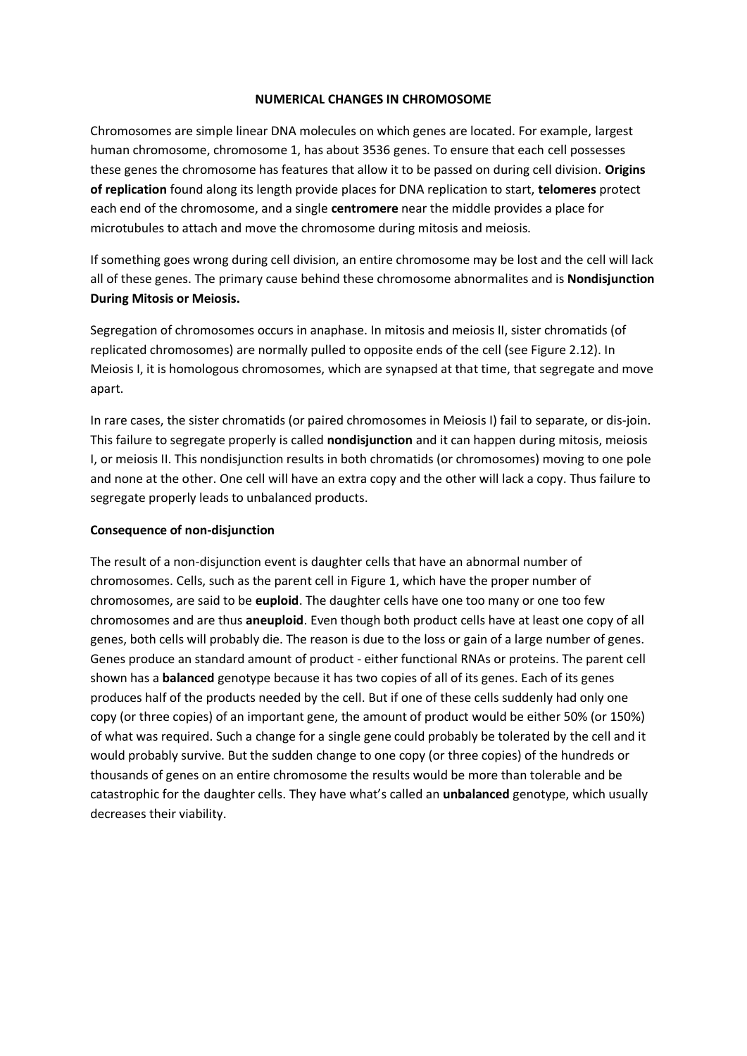# NUMERICAL CHANGES IN CHROMOSOME

Chromosomes are simple linear DNA molecules on which genes are located. For example, largest human chromosome, chromosome 1, has about 3536 genes. To ensure that each cell possesses these genes the chromosome has features that allow it to be passed on during cell division. **Origins of replication** found along its length provide places for DNA replication to start, **telomeres** protect each end of the chromosome, and a single **centromere** near the middle provides a place for microtubules to attach and move the chromosome during mitosis and meiosis.

If something goes wrong during cell division, an entire chromosome may be lost and the cell will lack all of these genes. The primary cause behind these chromosome abnormalites and is **Nondisjunction During Mitosis or Meiosis.**

Segregation of chromosomes occurs in anaphase. In mitosis and meiosis II, sister chromatids (of replicated chromosomes) are normally pulled to opposite ends of the cell (see Figure 2.12). In Meiosis I, it is homologous chromosomes, which are synapsed at that time, that segregate and move apart.

In rare cases, the sister chromatids (or paired chromosomes in Meiosis I) fail to separate, or dis-join. This failure to segregate properly is called **nondisjunction** and it can happen during mitosis, meiosis I, or meiosis II. This nondisjunction results in both chromatids (or chromosomes) moving to one pole and none at the other. One cell will have an extra copy and the other will lack a copy. Thus failure to segregate properly leads to unbalanced products.

## Consequence of non-disjunction

The result of a non-disjunction event is daughter cells that have an abnormal number of chromosomes. Cells, such as the parent cell in Figure 1, which have the proper number of chromosomes, are said to be **euploid**. The daughter cells have one too many or one too few chromosomes and are thus **aneuploid**. Even though both product cells have at least one copy of all genes, both cells will probably die. The reason is due to the loss or gain of a large number of genes. Genes produce an standard amount of product - either functional RNAs or proteins. The parent cell shown has a **balanced** genotype because it has two copies of all of its genes. Each of its genes produces half of the products needed by the cell. But if one of these cells suddenly had only one copy (or three copies) of an important gene, the amount of product would be either 50% (or 150%) of what was required. Such a change for a single gene could probably be tolerated by the cell and it would probably survive. But the sudden change to one copy (or three copies) of the hundreds or thousands of genes on an entire chromosome the results would be more than tolerable and be catastrophic for the daughter cells. They have what's called an **unbalanced** genotype, which usually decreases their viability.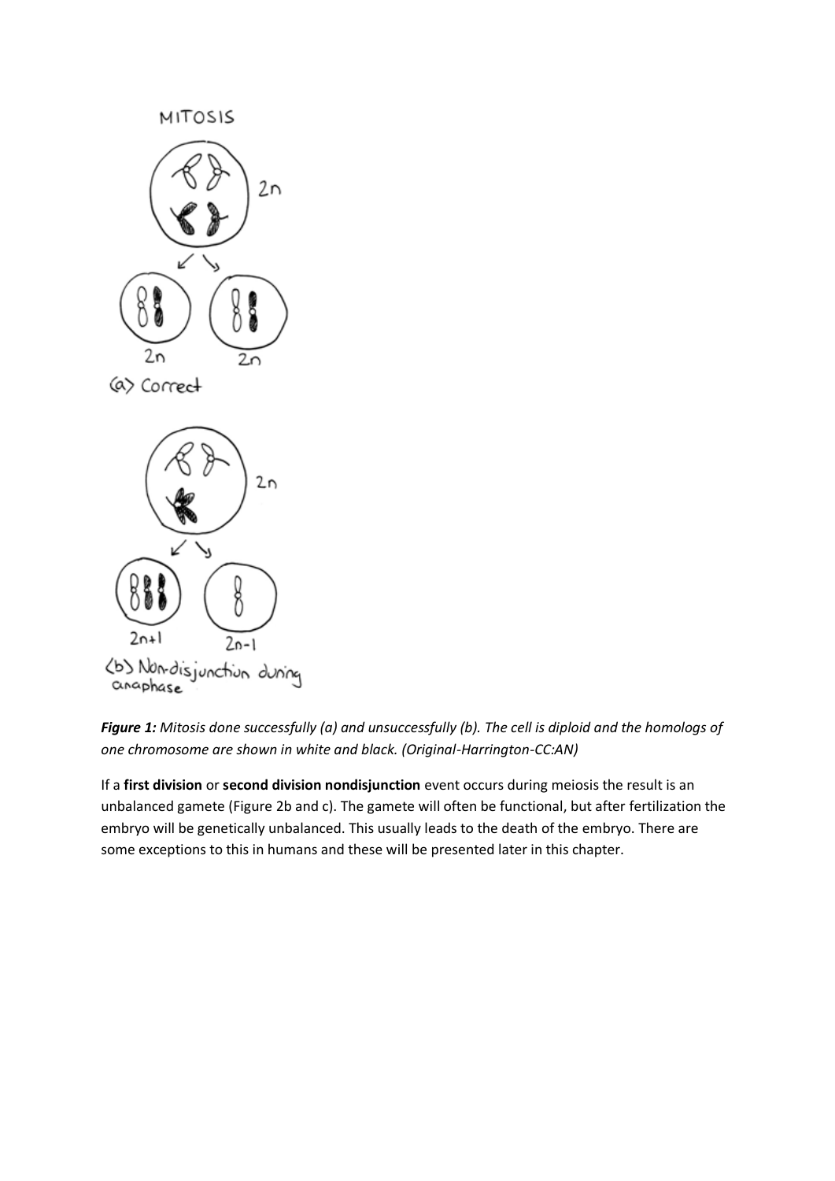MITOSIS

2n

2n 2n

(a) Correct

2n

2n+1 2n-1

(b) Non-disjunction during anaphase

***Figure 1:*** *Mitosis done successfully (a) and unsuccessfully (b). The cell is diploid and the homologs of one chromosome are shown in white and black. (Original-Harrington-CC:AN)*

If a **first division** or **second division nondisjunction** event occurs during meiosis the result is an unbalanced gamete (Figure 2b and c). The gamete will often be functional, but after fertilization the embryo will be genetically unbalanced. This usually leads to the death of the embryo. There are some exceptions to this in humans and these will be presented later in this chapter.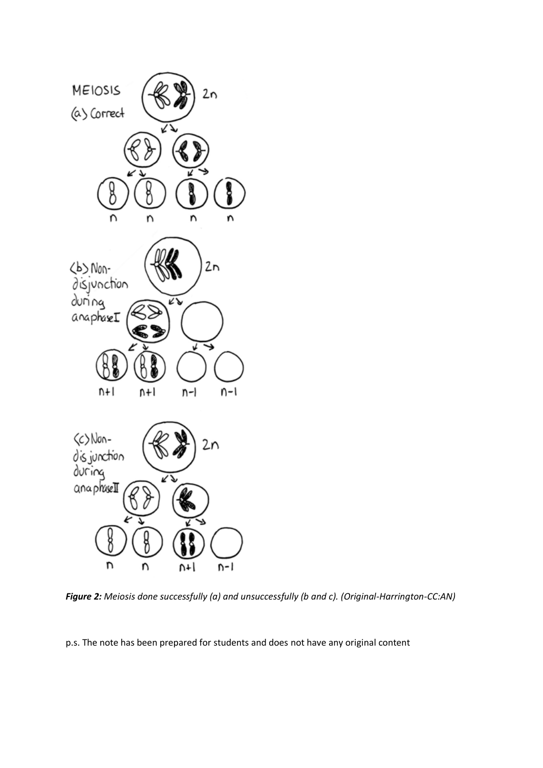MEIOSIS

(a) Correct

2n

n n n n

(b) Non-disjunction during anaphase I

2n

n+1 n+1 n-1 n-1

(c) Non-disjunction during anaphase II

2n

n n n+1 n-1

***Figure 2:** Meiosis done successfully (a) and unsuccessfully (b and c). (Original-Harrington-CC:AN)*

p.s. The note has been prepared for students and does not have any original content